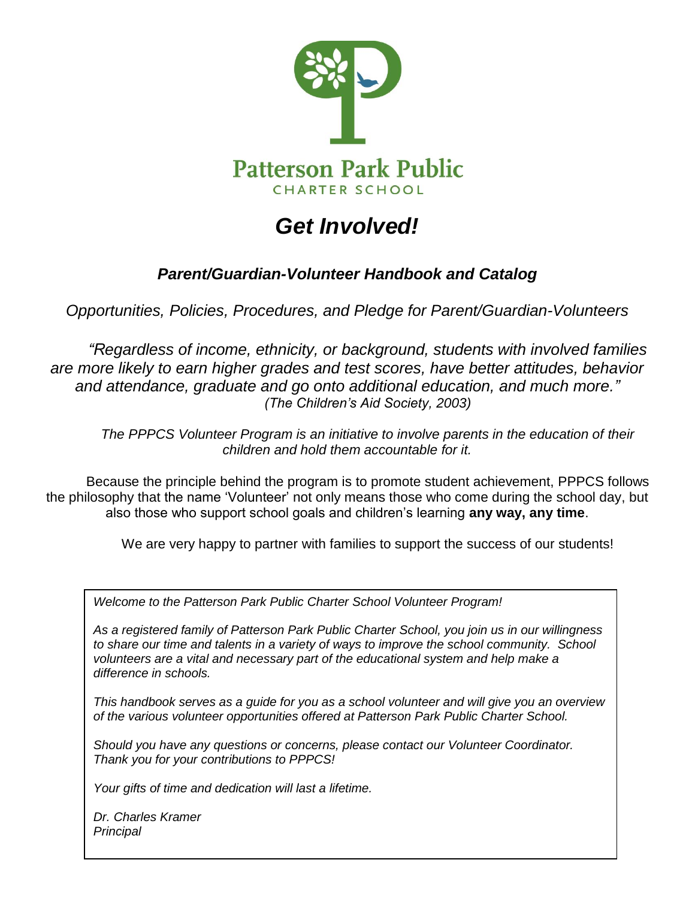Patterson Park Public
CHARTER SCHOOL

# *Get Involved!*

## *Parent/Guardian-Volunteer Handbook and Catalog*

*Opportunities, Policies, Procedures, and Pledge for Parent/Guardian-Volunteers*

*"Regardless of income, ethnicity, or background, students with involved families are more likely to earn higher grades and test scores, have better attitudes, behavior and attendance, graduate and go onto additional education, and much more."*
*(The Children's Aid Society, 2003)*

*The PPPCS Volunteer Program is an initiative to involve parents in the education of their children and hold them accountable for it.*

Because the principle behind the program is to promote student achievement, PPPCS follows the philosophy that the name 'Volunteer' not only means those who come during the school day, but also those who support school goals and children's learning **any way, any time**.

We are very happy to partner with families to support the success of our students!

*Welcome to the Patterson Park Public Charter School Volunteer Program!*

*As a registered family of Patterson Park Public Charter School, you join us in our willingness to share our time and talents in a variety of ways to improve the school community. School volunteers are a vital and necessary part of the educational system and help make a difference in schools.*

*This handbook serves as a guide for you as a school volunteer and will give you an overview of the various volunteer opportunities offered at Patterson Park Public Charter School.*

*Should you have any questions or concerns, please contact our Volunteer Coordinator. Thank you for your contributions to PPPCS!*

*Your gifts of time and dedication will last a lifetime.*

*Dr. Charles Kramer*
*Principal*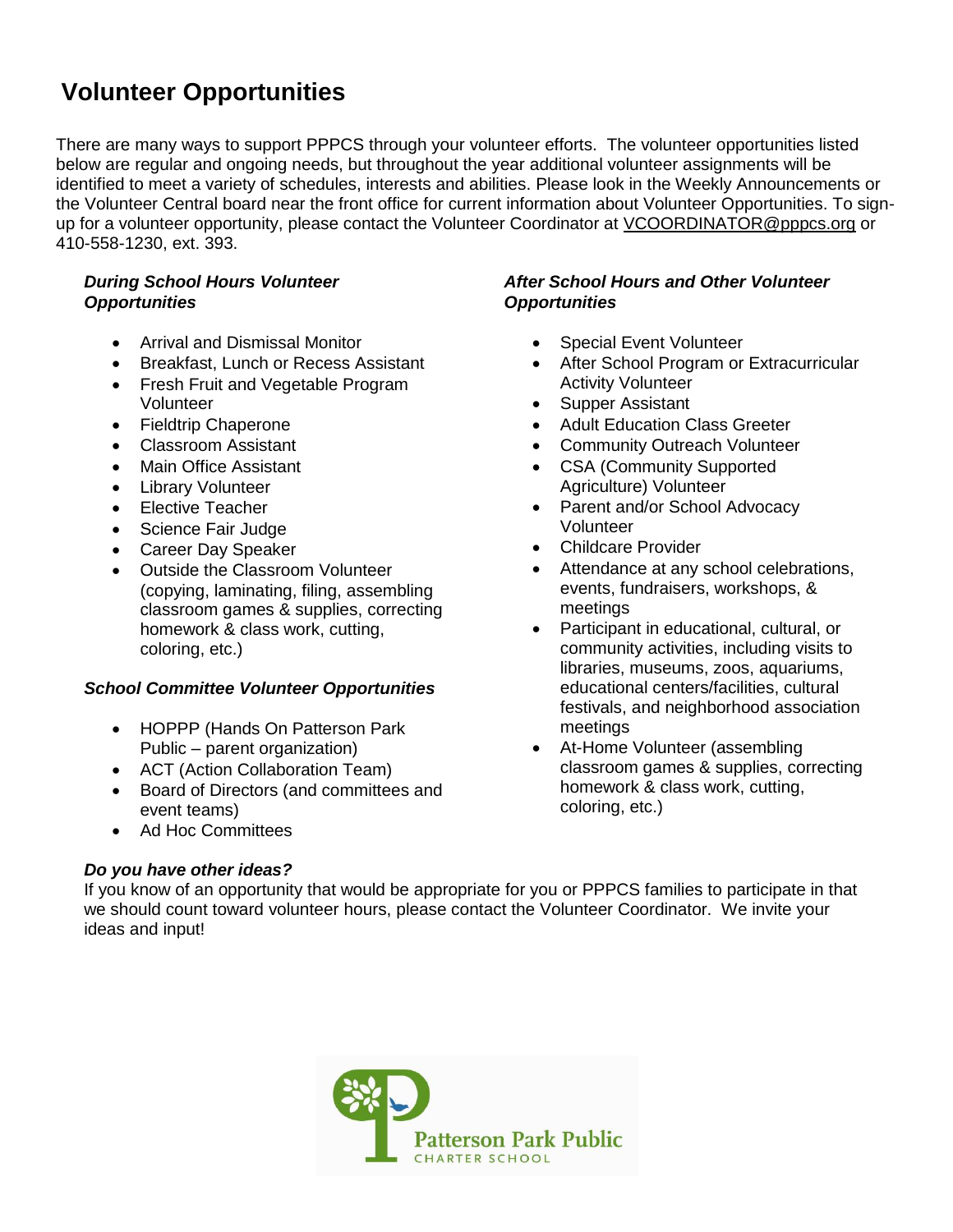# Volunteer Opportunities

There are many ways to support PPPCS through your volunteer efforts. The volunteer opportunities listed below are regular and ongoing needs, but throughout the year additional volunteer assignments will be identified to meet a variety of schedules, interests and abilities. Please look in the Weekly Announcements or the Volunteer Central board near the front office for current information about Volunteer Opportunities. To sign-up for a volunteer opportunity, please contact the Volunteer Coordinator at VCOORDINATOR@pppcs.org or 410-558-1230, ext. 393.

### *During School Hours Volunteer Opportunities*

- Arrival and Dismissal Monitor
- Breakfast, Lunch or Recess Assistant
- Fresh Fruit and Vegetable Program Volunteer
- Fieldtrip Chaperone
- Classroom Assistant
- Main Office Assistant
- Library Volunteer
- Elective Teacher
- Science Fair Judge
- Career Day Speaker
- Outside the Classroom Volunteer (copying, laminating, filing, assembling classroom games & supplies, correcting homework & class work, cutting, coloring, etc.)

### *School Committee Volunteer Opportunities*

- HOPPP (Hands On Patterson Park Public – parent organization)
- ACT (Action Collaboration Team)
- Board of Directors (and committees and event teams)
- Ad Hoc Committees

### *After School Hours and Other Volunteer Opportunities*

- Special Event Volunteer
- After School Program or Extracurricular Activity Volunteer
- Supper Assistant
- Adult Education Class Greeter
- Community Outreach Volunteer
- CSA (Community Supported Agriculture) Volunteer
- Parent and/or School Advocacy Volunteer
- Childcare Provider
- Attendance at any school celebrations, events, fundraisers, workshops, & meetings
- Participant in educational, cultural, or community activities, including visits to libraries, museums, zoos, aquariums, educational centers/facilities, cultural festivals, and neighborhood association meetings
- At-Home Volunteer (assembling classroom games & supplies, correcting homework & class work, cutting, coloring, etc.)

### *Do you have other ideas?*

If you know of an opportunity that would be appropriate for you or PPPCS families to participate in that we should count toward volunteer hours, please contact the Volunteer Coordinator. We invite your ideas and input!

Patterson Park Public
CHARTER SCHOOL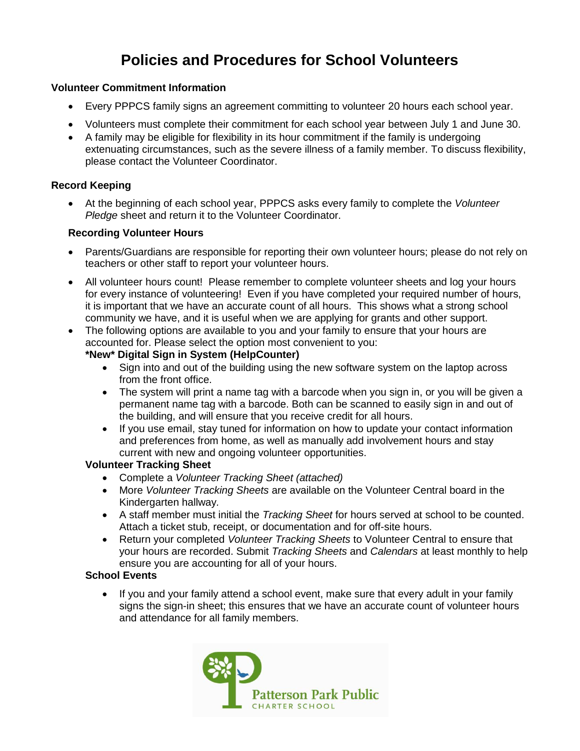# Policies and Procedures for School Volunteers

### Volunteer Commitment Information

- Every PPPCS family signs an agreement committing to volunteer 20 hours each school year.
- Volunteers must complete their commitment for each school year between July 1 and June 30.
- A family may be eligible for flexibility in its hour commitment if the family is undergoing extenuating circumstances, such as the severe illness of a family member. To discuss flexibility, please contact the Volunteer Coordinator.

### Record Keeping

- At the beginning of each school year, PPPCS asks every family to complete the *Volunteer Pledge* sheet and return it to the Volunteer Coordinator.

#### Recording Volunteer Hours

- Parents/Guardians are responsible for reporting their own volunteer hours; please do not rely on teachers or other staff to report your volunteer hours.
- All volunteer hours count! Please remember to complete volunteer sheets and log your hours for every instance of volunteering! Even if you have completed your required number of hours, it is important that we have an accurate count of all hours. This shows what a strong school community we have, and it is useful when we are applying for grants and other support.
- The following options are available to you and your family to ensure that your hours are accounted for. Please select the option most convenient to you:

  **\*New\* Digital Sign in System (HelpCounter)**
  - Sign into and out of the building using the new software system on the laptop across from the front office.
  - The system will print a name tag with a barcode when you sign in, or you will be given a permanent name tag with a barcode. Both can be scanned to easily sign in and out of the building, and will ensure that you receive credit for all hours.
  - If you use email, stay tuned for information on how to update your contact information and preferences from home, as well as manually add involvement hours and stay current with new and ongoing volunteer opportunities.

  **Volunteer Tracking Sheet**
  - Complete a *Volunteer Tracking Sheet (attached)*
  - More *Volunteer Tracking Sheets* are available on the Volunteer Central board in the Kindergarten hallway.
  - A staff member must initial the *Tracking Sheet* for hours served at school to be counted. Attach a ticket stub, receipt, or documentation and for off-site hours.
  - Return your completed *Volunteer Tracking Sheets* to Volunteer Central to ensure that your hours are recorded. Submit *Tracking Sheets* and *Calendars* at least monthly to help ensure you are accounting for all of your hours.

  **School Events**
  - If you and your family attend a school event, make sure that every adult in your family signs the sign-in sheet; this ensures that we have an accurate count of volunteer hours and attendance for all family members.

Patterson Park Public
CHARTER SCHOOL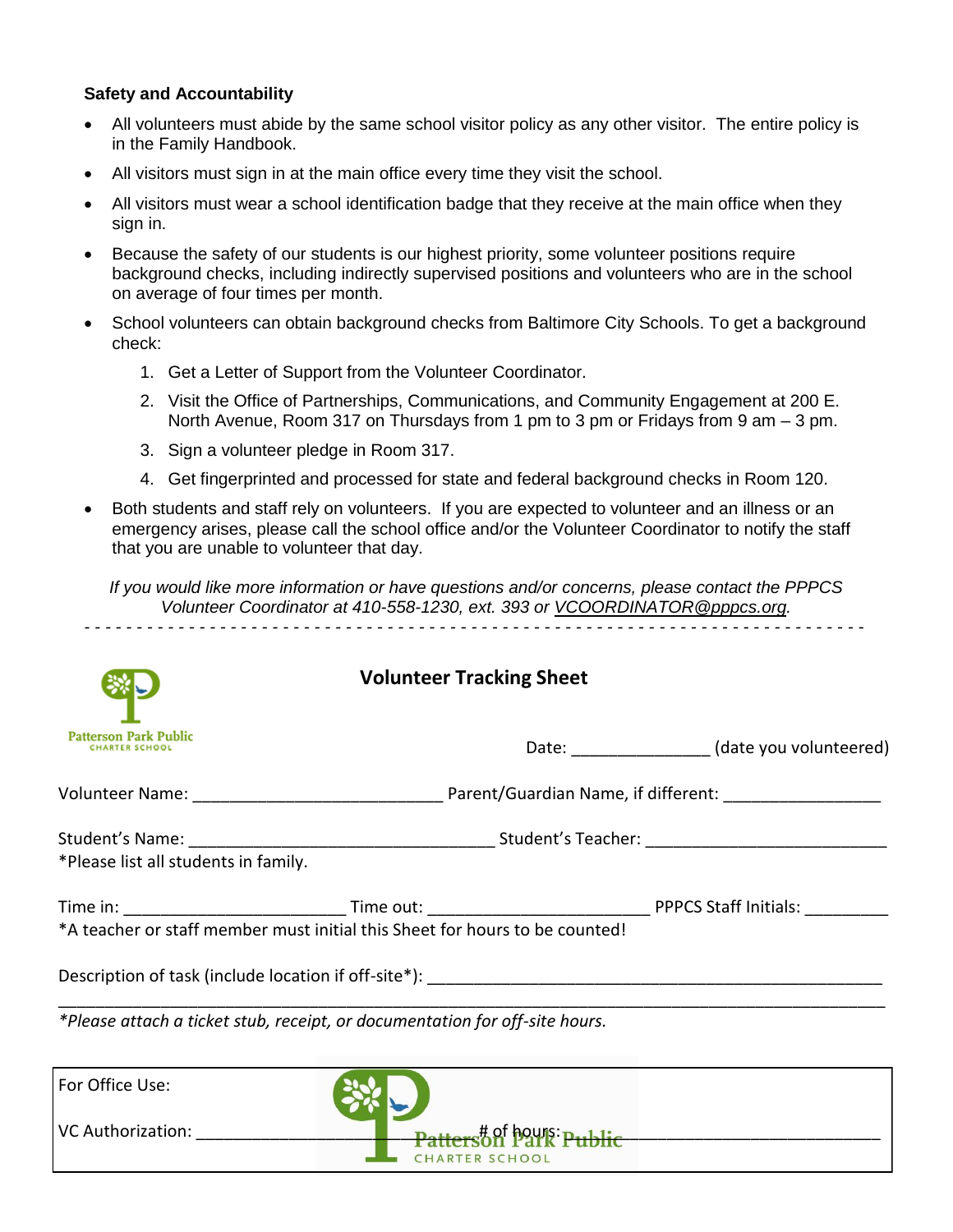**Safety and Accountability**

- All volunteers must abide by the same school visitor policy as any other visitor. The entire policy is in the Family Handbook.
- All visitors must sign in at the main office every time they visit the school.
- All visitors must wear a school identification badge that they receive at the main office when they sign in.
- Because the safety of our students is our highest priority, some volunteer positions require background checks, including indirectly supervised positions and volunteers who are in the school on average of four times per month.
- School volunteers can obtain background checks from Baltimore City Schools. To get a background check:
  1. Get a Letter of Support from the Volunteer Coordinator.
  2. Visit the Office of Partnerships, Communications, and Community Engagement at 200 E. North Avenue, Room 317 on Thursdays from 1 pm to 3 pm or Fridays from 9 am – 3 pm.
  3. Sign a volunteer pledge in Room 317.
  4. Get fingerprinted and processed for state and federal background checks in Room 120.
- Both students and staff rely on volunteers. If you are expected to volunteer and an illness or an emergency arises, please call the school office and/or the Volunteer Coordinator to notify the staff that you are unable to volunteer that day.

*If you would like more information or have questions and/or concerns, please contact the PPPCS Volunteer Coordinator at 410-558-1230, ext. 393 or VCOORDINATOR@pppcs.org.*

- - - - - - - - - - - - - - - - - - - - - - - - - - - - - - - - - - - - - - - - - - - - - - - - - - - - - - - - - - - - - - - - - - - - - - - - - - - -

Patterson Park Public
CHARTER SCHOOL

## Volunteer Tracking Sheet

Date: _______________ (date you volunteered)

Volunteer Name: ___________________________ Parent/Guardian Name, if different: _________________

Student's Name: _________________________________ Student's Teacher: __________________________
*Please list all students in family.

Time in: ________________________ Time out: ________________________ PPPCS Staff Initials: _________
*A teacher or staff member must initial this Sheet for hours to be counted!

Description of task (include location if off-site*): __________________________________________________
_____________________________________________________________________________________________
*\*Please attach a ticket stub, receipt, or documentation for off-site hours.*

| For Office Use: |
|---|
| VC Authorization: ______________________ # of hours: ______________________ |

Patterson Park Public
CHARTER SCHOOL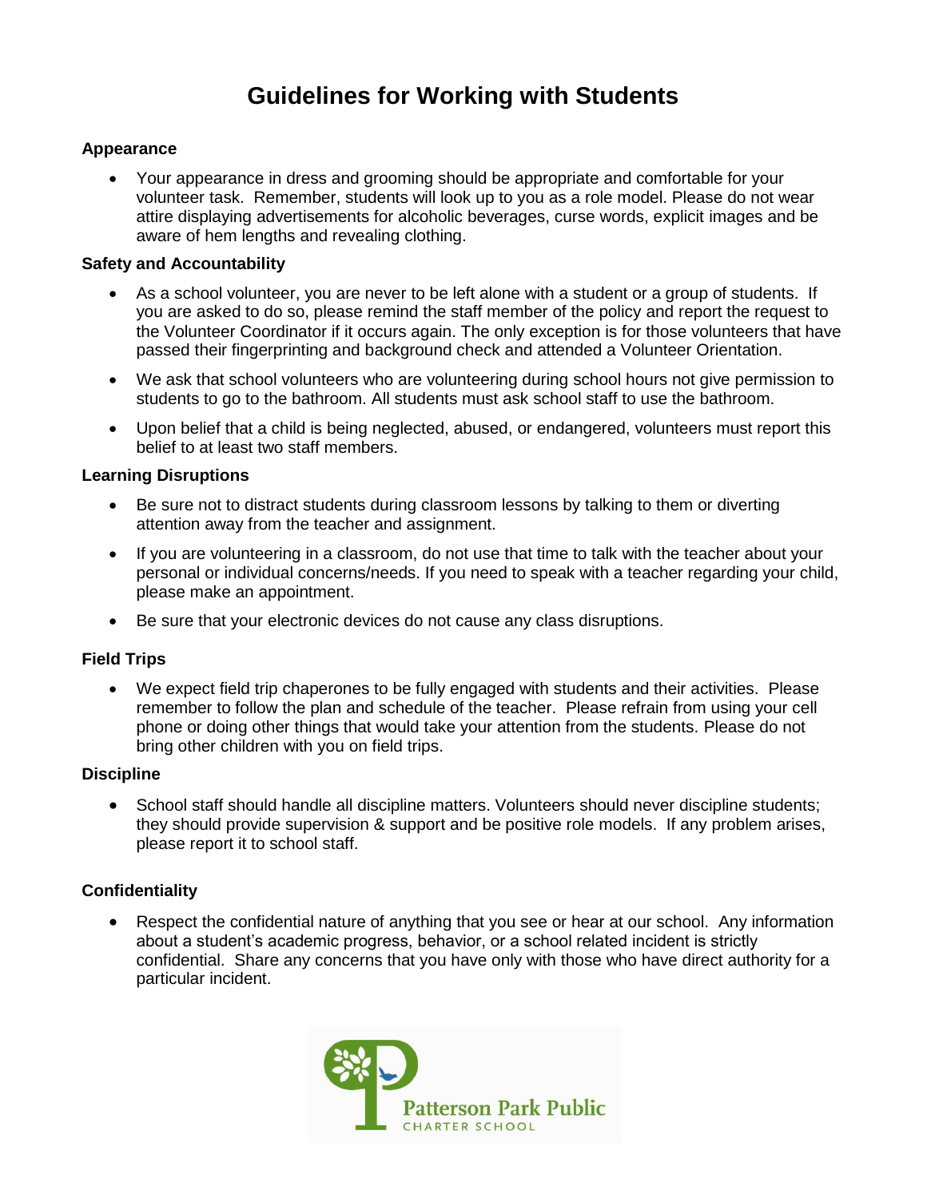# Guidelines for Working with Students

### Appearance

- Your appearance in dress and grooming should be appropriate and comfortable for your volunteer task. Remember, students will look up to you as a role model. Please do not wear attire displaying advertisements for alcoholic beverages, curse words, explicit images and be aware of hem lengths and revealing clothing.

### Safety and Accountability

- As a school volunteer, you are never to be left alone with a student or a group of students. If you are asked to do so, please remind the staff member of the policy and report the request to the Volunteer Coordinator if it occurs again. The only exception is for those volunteers that have passed their fingerprinting and background check and attended a Volunteer Orientation.
- We ask that school volunteers who are volunteering during school hours not give permission to students to go to the bathroom. All students must ask school staff to use the bathroom.
- Upon belief that a child is being neglected, abused, or endangered, volunteers must report this belief to at least two staff members.

### Learning Disruptions

- Be sure not to distract students during classroom lessons by talking to them or diverting attention away from the teacher and assignment.
- If you are volunteering in a classroom, do not use that time to talk with the teacher about your personal or individual concerns/needs. If you need to speak with a teacher regarding your child, please make an appointment.
- Be sure that your electronic devices do not cause any class disruptions.

### Field Trips

- We expect field trip chaperones to be fully engaged with students and their activities. Please remember to follow the plan and schedule of the teacher. Please refrain from using your cell phone or doing other things that would take your attention from the students. Please do not bring other children with you on field trips.

### Discipline

- School staff should handle all discipline matters. Volunteers should never discipline students; they should provide supervision & support and be positive role models. If any problem arises, please report it to school staff.

### Confidentiality

- Respect the confidential nature of anything that you see or hear at our school. Any information about a student's academic progress, behavior, or a school related incident is strictly confidential. Share any concerns that you have only with those who have direct authority for a particular incident.

Patterson Park Public
CHARTER SCHOOL